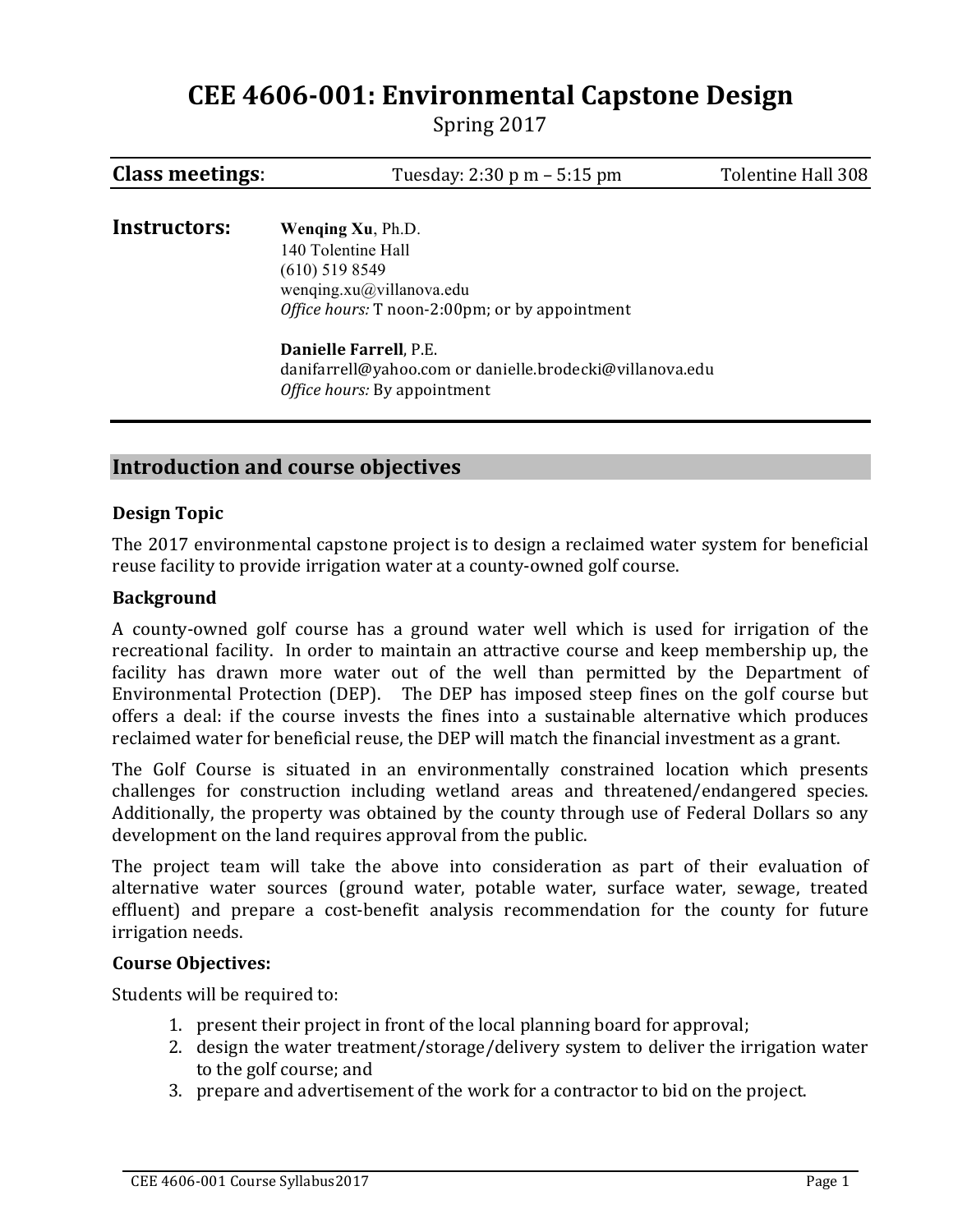# CEE 4606-001: Environmental Capstone Design

Spring 2017

| **Class meetings**: | Tuesday: 2:30 p m – 5:15 pm | Tolentine Hall 308 |
|---|---|---|

**Instructors:**

**Wenqing Xu**, Ph.D.
140 Tolentine Hall
(610) 519 8549
wenqing.xu@villanova.edu
*Office hours:* T noon-2:00pm; or by appointment

**Danielle Farrell**, P.E.
danifarrell@yahoo.com or danielle.brodecki@villanova.edu
*Office hours:* By appointment

## Introduction and course objectives

### Design Topic

The 2017 environmental capstone project is to design a reclaimed water system for beneficial reuse facility to provide irrigation water at a county-owned golf course.

### Background

A county-owned golf course has a ground water well which is used for irrigation of the recreational facility. In order to maintain an attractive course and keep membership up, the facility has drawn more water out of the well than permitted by the Department of Environmental Protection (DEP). The DEP has imposed steep fines on the golf course but offers a deal: if the course invests the fines into a sustainable alternative which produces reclaimed water for beneficial reuse, the DEP will match the financial investment as a grant.

The Golf Course is situated in an environmentally constrained location which presents challenges for construction including wetland areas and threatened/endangered species. Additionally, the property was obtained by the county through use of Federal Dollars so any development on the land requires approval from the public.

The project team will take the above into consideration as part of their evaluation of alternative water sources (ground water, potable water, surface water, sewage, treated effluent) and prepare a cost-benefit analysis recommendation for the county for future irrigation needs.

### Course Objectives:

Students will be required to:

1. present their project in front of the local planning board for approval;
2. design the water treatment/storage/delivery system to deliver the irrigation water to the golf course; and
3. prepare and advertisement of the work for a contractor to bid on the project.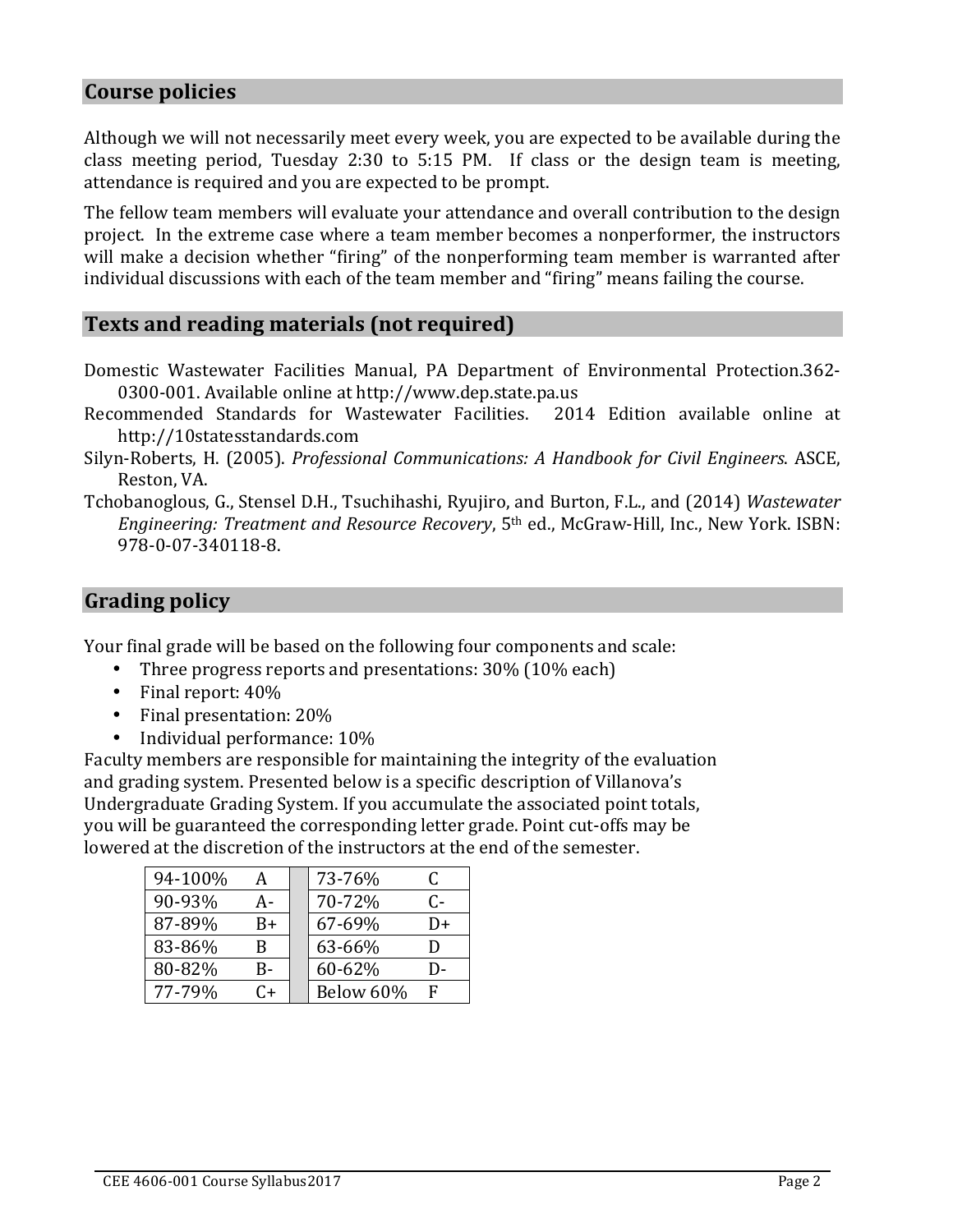## Course policies

Although we will not necessarily meet every week, you are expected to be available during the class meeting period, Tuesday 2:30 to 5:15 PM. If class or the design team is meeting, attendance is required and you are expected to be prompt.

The fellow team members will evaluate your attendance and overall contribution to the design project. In the extreme case where a team member becomes a nonperformer, the instructors will make a decision whether "firing" of the nonperforming team member is warranted after individual discussions with each of the team member and "firing" means failing the course.

## Texts and reading materials (not required)

Domestic Wastewater Facilities Manual, PA Department of Environmental Protection.362-0300-001. Available online at http://www.dep.state.pa.us

Recommended Standards for Wastewater Facilities. 2014 Edition available online at http://10statesstandards.com

Silyn-Roberts, H. (2005). *Professional Communications: A Handbook for Civil Engineers*. ASCE, Reston, VA.

Tchobanoglous, G., Stensel D.H., Tsuchihashi, Ryujiro, and Burton, F.L., and (2014) *Wastewater Engineering: Treatment and Resource Recovery*, 5th ed., McGraw-Hill, Inc., New York. ISBN: 978-0-07-340118-8.

## Grading policy

Your final grade will be based on the following four components and scale:

- Three progress reports and presentations: 30% (10% each)
- Final report: 40%
- Final presentation: 20%
- Individual performance: 10%

Faculty members are responsible for maintaining the integrity of the evaluation and grading system. Presented below is a specific description of Villanova's Undergraduate Grading System. If you accumulate the associated point totals, you will be guaranteed the corresponding letter grade. Point cut-offs may be lowered at the discretion of the instructors at the end of the semester.

| Range | Grade | | Range | Grade |
|---|---|---|---|---|
| 94-100% | A | | 73-76% | C |
| 90-93% | A- | | 70-72% | C- |
| 87-89% | B+ | | 67-69% | D+ |
| 83-86% | B | | 63-66% | D |
| 80-82% | B- | | 60-62% | D- |
| 77-79% | C+ | | Below 60% | F |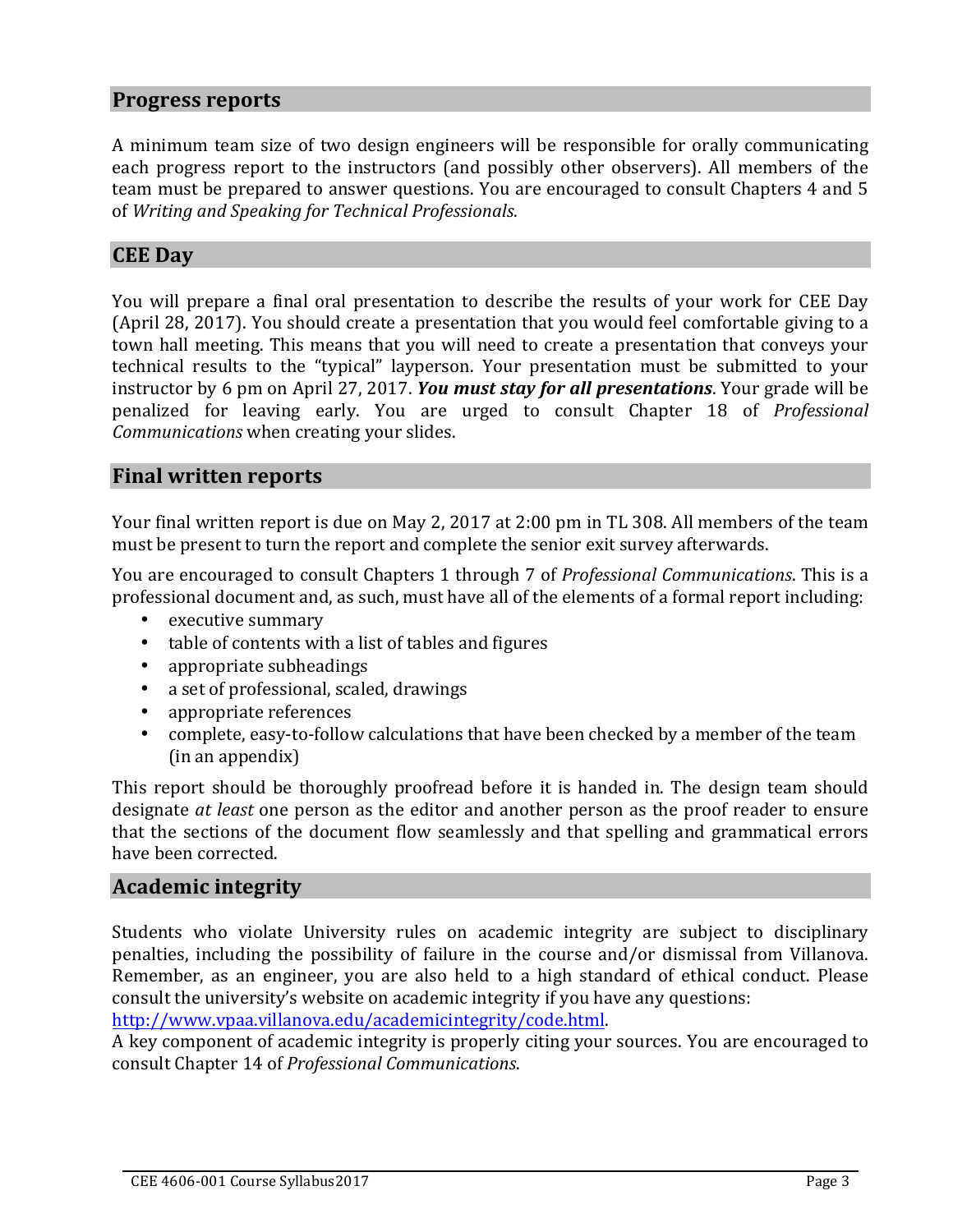## Progress reports

A minimum team size of two design engineers will be responsible for orally communicating each progress report to the instructors (and possibly other observers). All members of the team must be prepared to answer questions. You are encouraged to consult Chapters 4 and 5 of *Writing and Speaking for Technical Professionals*.

## CEE Day

You will prepare a final oral presentation to describe the results of your work for CEE Day (April 28, 2017). You should create a presentation that you would feel comfortable giving to a town hall meeting. This means that you will need to create a presentation that conveys your technical results to the "typical" layperson. Your presentation must be submitted to your instructor by 6 pm on April 27, 2017. ***You must stay for all presentations***. Your grade will be penalized for leaving early. You are urged to consult Chapter 18 of *Professional Communications* when creating your slides.

## Final written reports

Your final written report is due on May 2, 2017 at 2:00 pm in TL 308. All members of the team must be present to turn the report and complete the senior exit survey afterwards.

You are encouraged to consult Chapters 1 through 7 of *Professional Communications*. This is a professional document and, as such, must have all of the elements of a formal report including:

- executive summary
- table of contents with a list of tables and figures
- appropriate subheadings
- a set of professional, scaled, drawings
- appropriate references
- complete, easy-to-follow calculations that have been checked by a member of the team (in an appendix)

This report should be thoroughly proofread before it is handed in. The design team should designate *at least* one person as the editor and another person as the proof reader to ensure that the sections of the document flow seamlessly and that spelling and grammatical errors have been corrected.

## Academic integrity

Students who violate University rules on academic integrity are subject to disciplinary penalties, including the possibility of failure in the course and/or dismissal from Villanova. Remember, as an engineer, you are also held to a high standard of ethical conduct. Please consult the university's website on academic integrity if you have any questions: http://www.vpaa.villanova.edu/academicintegrity/code.html.

A key component of academic integrity is properly citing your sources. You are encouraged to consult Chapter 14 of *Professional Communications*.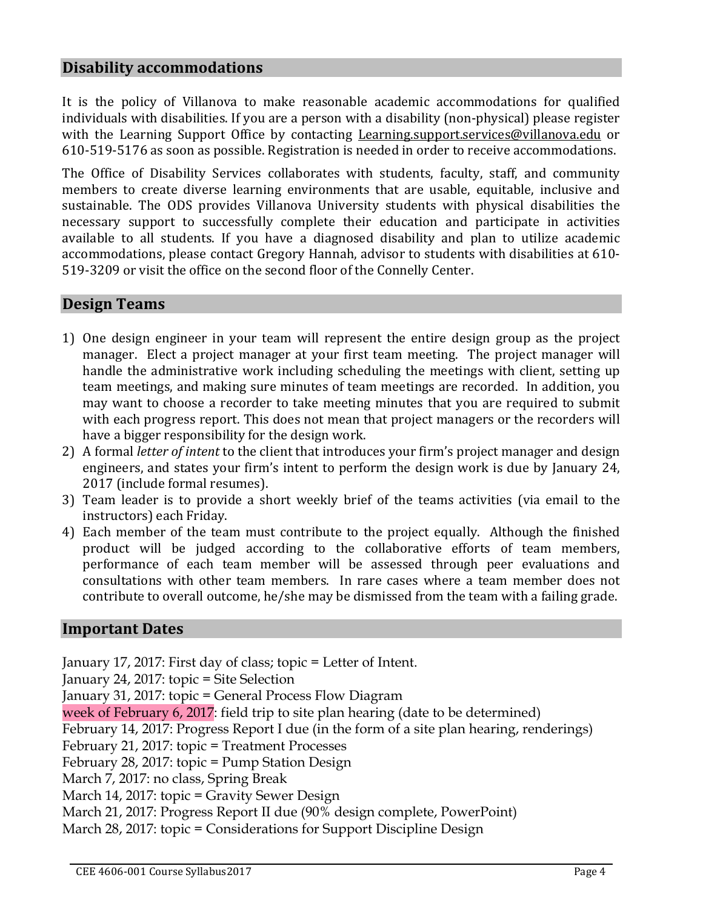## Disability accommodations

It is the policy of Villanova to make reasonable academic accommodations for qualified individuals with disabilities. If you are a person with a disability (non-physical) please register with the Learning Support Office by contacting Learning.support.services@villanova.edu or 610-519-5176 as soon as possible. Registration is needed in order to receive accommodations.

The Office of Disability Services collaborates with students, faculty, staff, and community members to create diverse learning environments that are usable, equitable, inclusive and sustainable. The ODS provides Villanova University students with physical disabilities the necessary support to successfully complete their education and participate in activities available to all students. If you have a diagnosed disability and plan to utilize academic accommodations, please contact Gregory Hannah, advisor to students with disabilities at 610-519-3209 or visit the office on the second floor of the Connelly Center.

## Design Teams

1) One design engineer in your team will represent the entire design group as the project manager. Elect a project manager at your first team meeting. The project manager will handle the administrative work including scheduling the meetings with client, setting up team meetings, and making sure minutes of team meetings are recorded. In addition, you may want to choose a recorder to take meeting minutes that you are required to submit with each progress report. This does not mean that project managers or the recorders will have a bigger responsibility for the design work.
2) A formal *letter of intent* to the client that introduces your firm's project manager and design engineers, and states your firm's intent to perform the design work is due by January 24, 2017 (include formal resumes).
3) Team leader is to provide a short weekly brief of the teams activities (via email to the instructors) each Friday.
4) Each member of the team must contribute to the project equally. Although the finished product will be judged according to the collaborative efforts of team members, performance of each team member will be assessed through peer evaluations and consultations with other team members. In rare cases where a team member does not contribute to overall outcome, he/she may be dismissed from the team with a failing grade.

## Important Dates

January 17, 2017: First day of class; topic = Letter of Intent.
January 24, 2017: topic = Site Selection
January 31, 2017: topic = General Process Flow Diagram
week of February 6, 2017: field trip to site plan hearing (date to be determined)
February 14, 2017: Progress Report I due (in the form of a site plan hearing, renderings)
February 21, 2017: topic = Treatment Processes
February 28, 2017: topic = Pump Station Design
March 7, 2017: no class, Spring Break
March 14, 2017: topic = Gravity Sewer Design
March 21, 2017: Progress Report II due (90% design complete, PowerPoint)
March 28, 2017: topic = Considerations for Support Discipline Design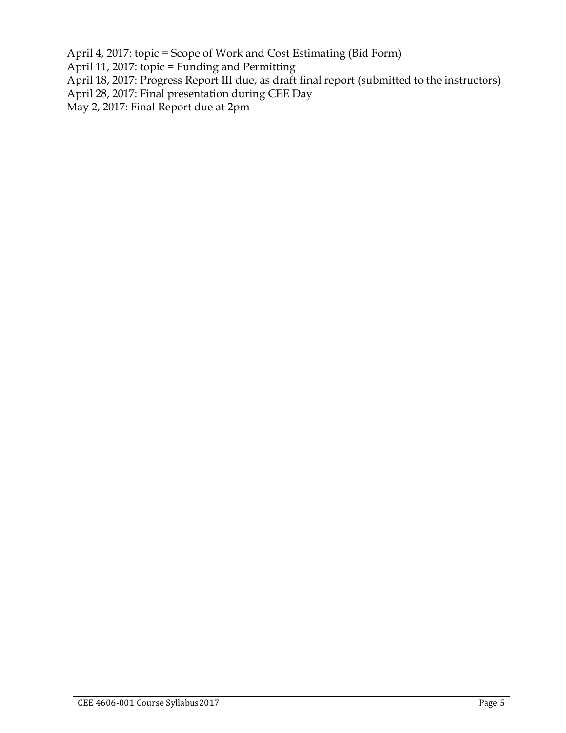April 4, 2017: topic = Scope of Work and Cost Estimating (Bid Form)
April 11, 2017: topic = Funding and Permitting
April 18, 2017: Progress Report III due, as draft final report (submitted to the instructors)
April 28, 2017: Final presentation during CEE Day
May 2, 2017: Final Report due at 2pm